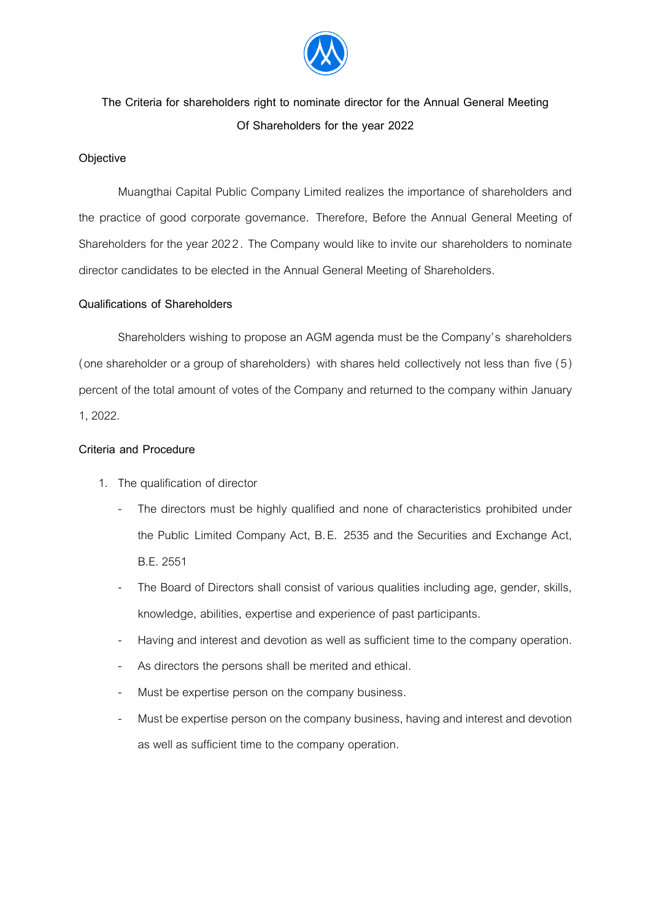# The Criteria for shareholders right to nominate director for the Annual General Meeting Of Shareholders for the year 2022

## Objective

Muangthai Capital Public Company Limited realizes the importance of shareholders and the practice of good corporate governance. Therefore, Before the Annual General Meeting of Shareholders for the year 2022. The Company would like to invite our shareholders to nominate director candidates to be elected in the Annual General Meeting of Shareholders.

## Qualifications of Shareholders

Shareholders wishing to propose an AGM agenda must be the Company's shareholders (one shareholder or a group of shareholders) with shares held collectively not less than five (5) percent of the total amount of votes of the Company and returned to the company within January 1, 2022.

## Criteria and Procedure

1. The qualification of director
   - The directors must be highly qualified and none of characteristics prohibited under the Public Limited Company Act, B.E. 2535 and the Securities and Exchange Act, B.E. 2551
   - The Board of Directors shall consist of various qualities including age, gender, skills, knowledge, abilities, expertise and experience of past participants.
   - Having and interest and devotion as well as sufficient time to the company operation.
   - As directors the persons shall be merited and ethical.
   - Must be expertise person on the company business.
   - Must be expertise person on the company business, having and interest and devotion as well as sufficient time to the company operation.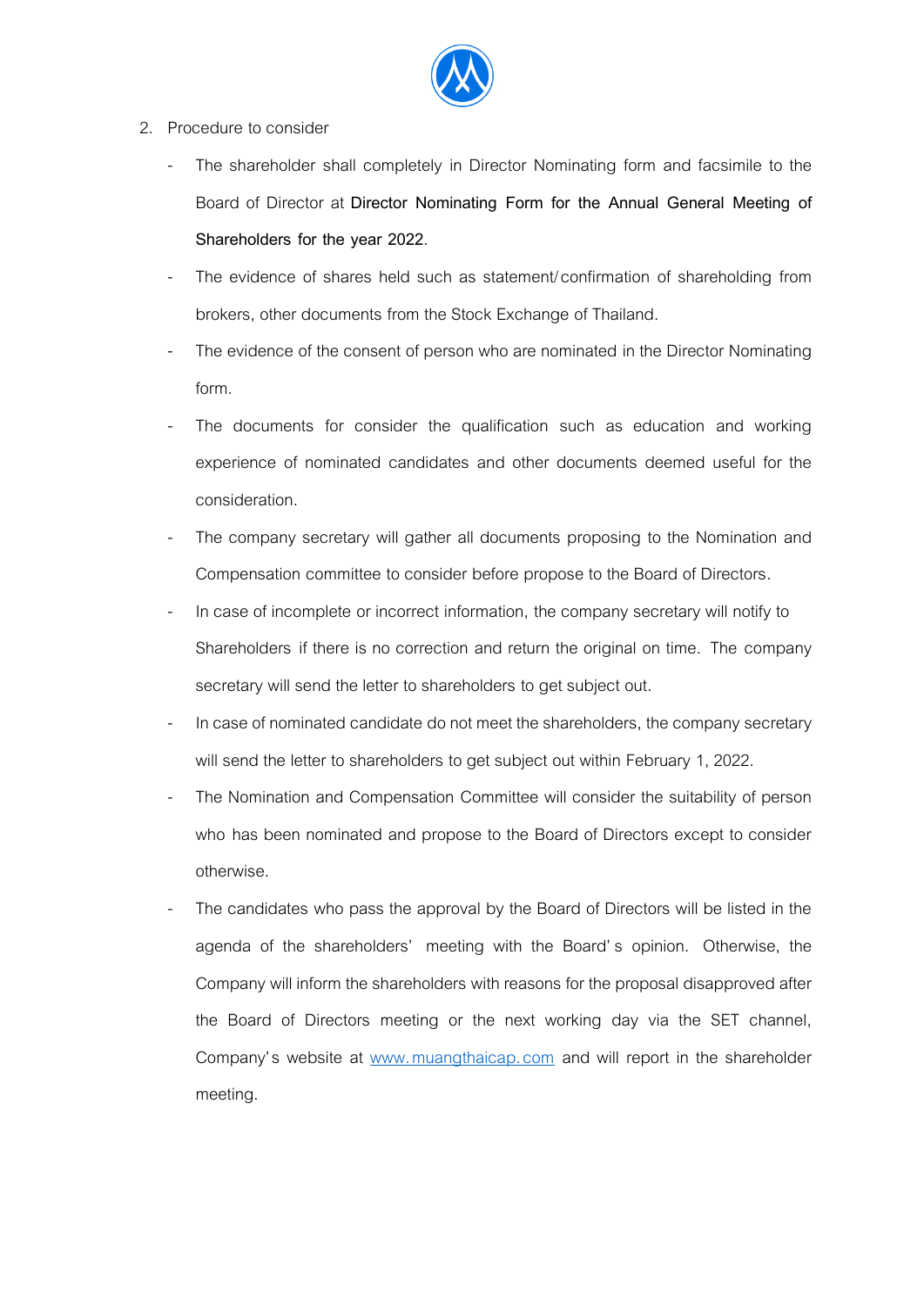2. Procedure to consider

   - The shareholder shall completely in Director Nominating form and facsimile to the Board of Director at **Director Nominating Form for the Annual General Meeting of Shareholders for the year 2022**.
   - The evidence of shares held such as statement/confirmation of shareholding from brokers, other documents from the Stock Exchange of Thailand.
   - The evidence of the consent of person who are nominated in the Director Nominating form.
   - The documents for consider the qualification such as education and working experience of nominated candidates and other documents deemed useful for the consideration.
   - The company secretary will gather all documents proposing to the Nomination and Compensation committee to consider before propose to the Board of Directors.
   - In case of incomplete or incorrect information, the company secretary will notify to Shareholders if there is no correction and return the original on time. The company secretary will send the letter to shareholders to get subject out.
   - In case of nominated candidate do not meet the shareholders, the company secretary will send the letter to shareholders to get subject out within February 1, 2022.
   - The Nomination and Compensation Committee will consider the suitability of person who has been nominated and propose to the Board of Directors except to consider otherwise.
   - The candidates who pass the approval by the Board of Directors will be listed in the agenda of the shareholders' meeting with the Board's opinion. Otherwise, the Company will inform the shareholders with reasons for the proposal disapproved after the Board of Directors meeting or the next working day via the SET channel, Company's website at [www.muangthaicap.com](http://www.muangthaicap.com) and will report in the shareholder meeting.